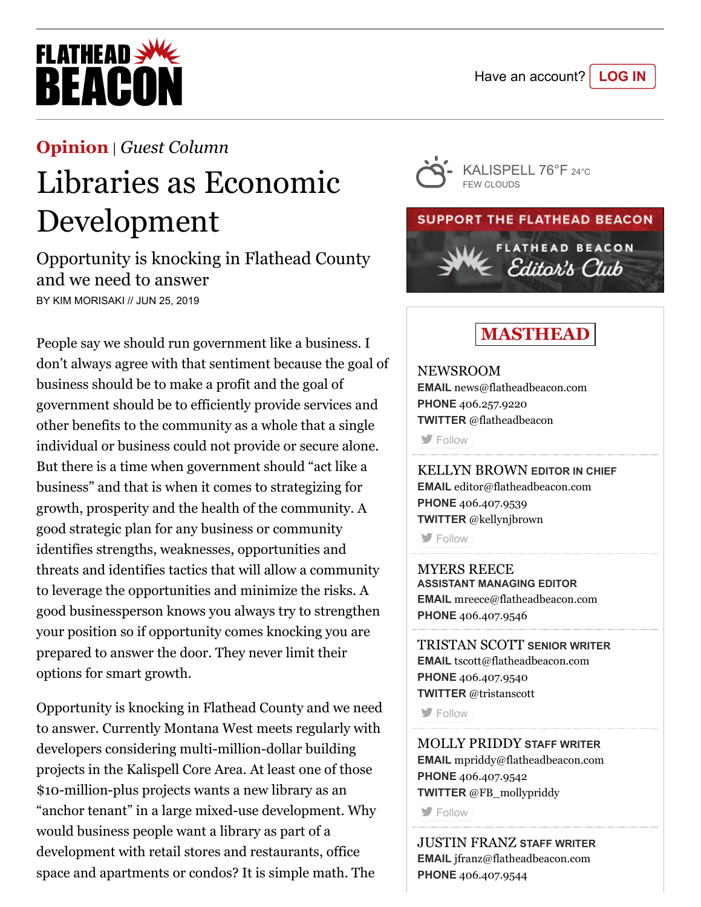Opinion | *Guest Column*

# Libraries as Economic Development

## Opportunity is knocking in Flathead County and we need to answer

BY KIM MORISAKI // JUN 25, 2019

People say we should run government like a business. I don't always agree with that sentiment because the goal of business should be to make a profit and the goal of government should be to efficiently provide services and other benefits to the community as a whole that a single individual or business could not provide or secure alone. But there is a time when government should "act like a business" and that is when it comes to strategizing for growth, prosperity and the health of the community. A good strategic plan for any business or community identifies strengths, weaknesses, opportunities and threats and identifies tactics that will allow a community to leverage the opportunities and minimize the risks. A good businessperson knows you always try to strengthen your position so if opportunity comes knocking you are prepared to answer the door. They never limit their options for smart growth.

Opportunity is knocking in Flathead County and we need to answer. Currently Montana West meets regularly with developers considering multi-million-dollar building projects in the Kalispell Core Area. At least one of those $10-million-plus projects wants a new library as an "anchor tenant" in a large mixed-use development. Why would business people want a library as part of a development with retail stores and restaurants, office space and apartments or condos? It is simple math. The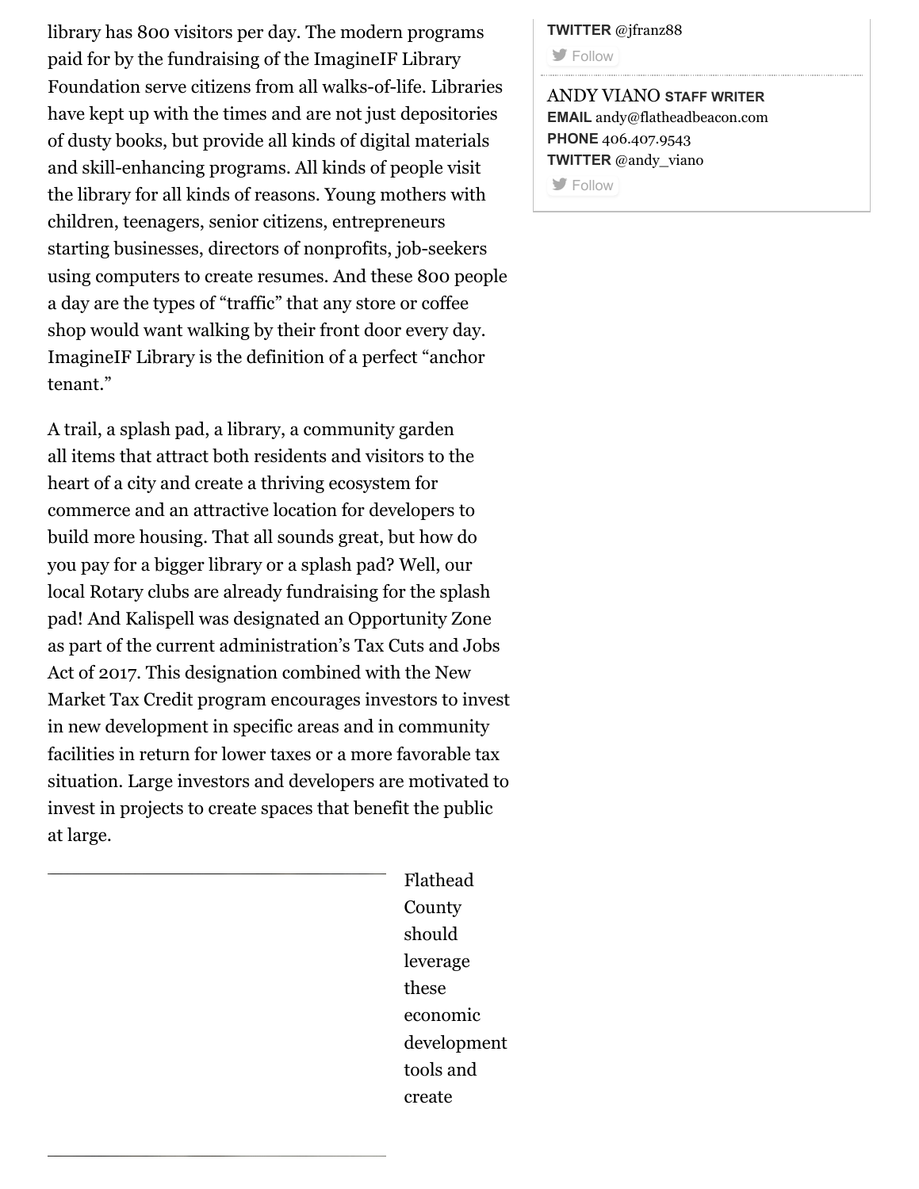library has 800 visitors per day. The modern programs paid for by the fundraising of the ImagineIF Library Foundation serve citizens from all walks-of-life. Libraries have kept up with the times and are not just depositories of dusty books, but provide all kinds of digital materials and skill-enhancing programs. All kinds of people visit the library for all kinds of reasons. Young mothers with children, teenagers, senior citizens, entrepreneurs starting businesses, directors of nonprofits, job-seekers using computers to create resumes. And these 800 people a day are the types of "traffic" that any store or coffee shop would want walking by their front door every day. ImagineIF Library is the definition of a perfect "anchor tenant."

A trail, a splash pad, a library, a community garden all items that attract both residents and visitors to the heart of a city and create a thriving ecosystem for commerce and an attractive location for developers to build more housing. That all sounds great, but how do you pay for a bigger library or a splash pad? Well, our local Rotary clubs are already fundraising for the splash pad! And Kalispell was designated an Opportunity Zone as part of the current administration's Tax Cuts and Jobs Act of 2017. This designation combined with the New Market Tax Credit program encourages investors to invest in new development in specific areas and in community facilities in return for lower taxes or a more favorable tax situation. Large investors and developers are motivated to invest in projects to create spaces that benefit the public at large.

Flathead County should leverage these economic development tools and create

**TWITTER** @jfranz88

Follow

ANDY VIANO **STAFF WRITER**
**EMAIL** andy@flatheadbeacon.com
**PHONE** 406.407.9543
**TWITTER** @andy_viano

Follow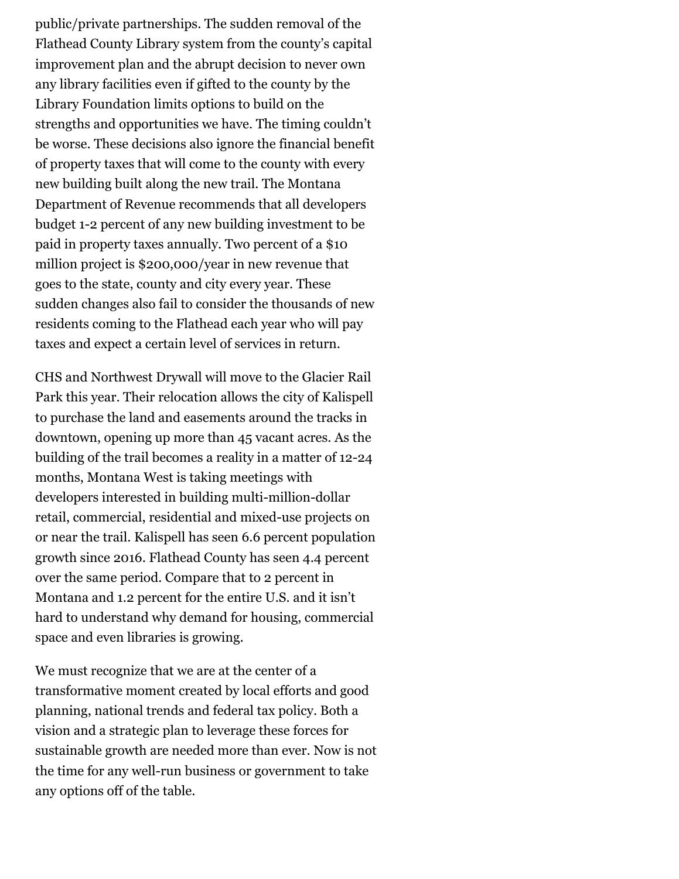public/private partnerships. The sudden removal of the Flathead County Library system from the county's capital improvement plan and the abrupt decision to never own any library facilities even if gifted to the county by the Library Foundation limits options to build on the strengths and opportunities we have. The timing couldn't be worse. These decisions also ignore the financial benefit of property taxes that will come to the county with every new building built along the new trail. The Montana Department of Revenue recommends that all developers budget 1-2 percent of any new building investment to be paid in property taxes annually. Two percent of a $10 million project is $200,000/year in new revenue that goes to the state, county and city every year. These sudden changes also fail to consider the thousands of new residents coming to the Flathead each year who will pay taxes and expect a certain level of services in return.

CHS and Northwest Drywall will move to the Glacier Rail Park this year. Their relocation allows the city of Kalispell to purchase the land and easements around the tracks in downtown, opening up more than 45 vacant acres. As the building of the trail becomes a reality in a matter of 12-24 months, Montana West is taking meetings with developers interested in building multi-million-dollar retail, commercial, residential and mixed-use projects on or near the trail. Kalispell has seen 6.6 percent population growth since 2016. Flathead County has seen 4.4 percent over the same period. Compare that to 2 percent in Montana and 1.2 percent for the entire U.S. and it isn't hard to understand why demand for housing, commercial space and even libraries is growing.

We must recognize that we are at the center of a transformative moment created by local efforts and good planning, national trends and federal tax policy. Both a vision and a strategic plan to leverage these forces for sustainable growth are needed more than ever. Now is not the time for any well-run business or government to take any options off of the table.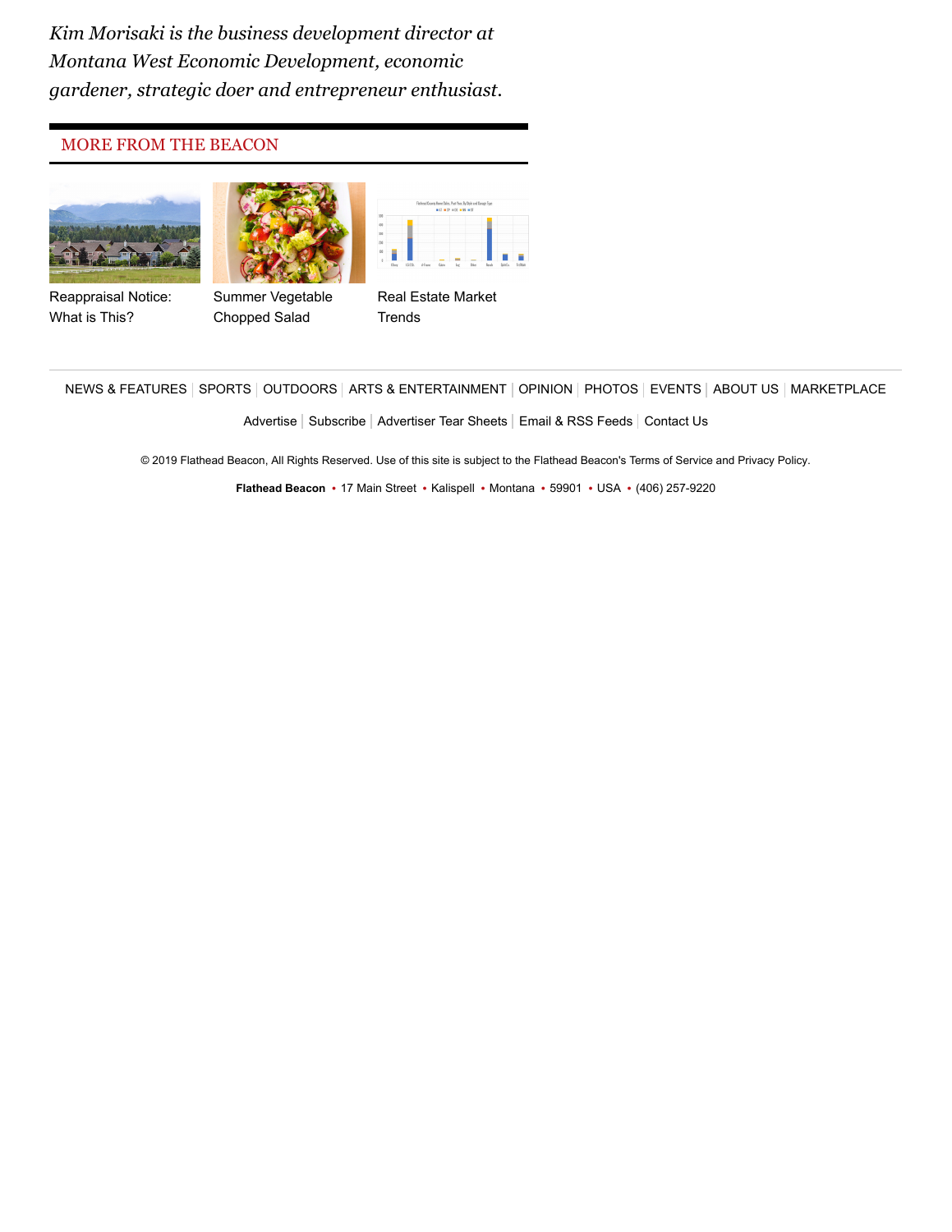*Kim Morisaki is the business development director at Montana West Economic Development, economic gardener, strategic doer and entrepreneur enthusiast.*

## MORE FROM THE BEACON

Reappraisal Notice: What is This?

Summer Vegetable Chopped Salad

Real Estate Market Trends

NEWS & FEATURES | SPORTS | OUTDOORS | ARTS & ENTERTAINMENT | OPINION | PHOTOS | EVENTS | ABOUT US | MARKETPLACE

Advertise | Subscribe | Advertiser Tear Sheets | Email & RSS Feeds | Contact Us

© 2019 Flathead Beacon, All Rights Reserved. Use of this site is subject to the Flathead Beacon's Terms of Service and Privacy Policy.

**Flathead Beacon** • 17 Main Street • Kalispell • Montana • 59901 • USA • (406) 257-9220